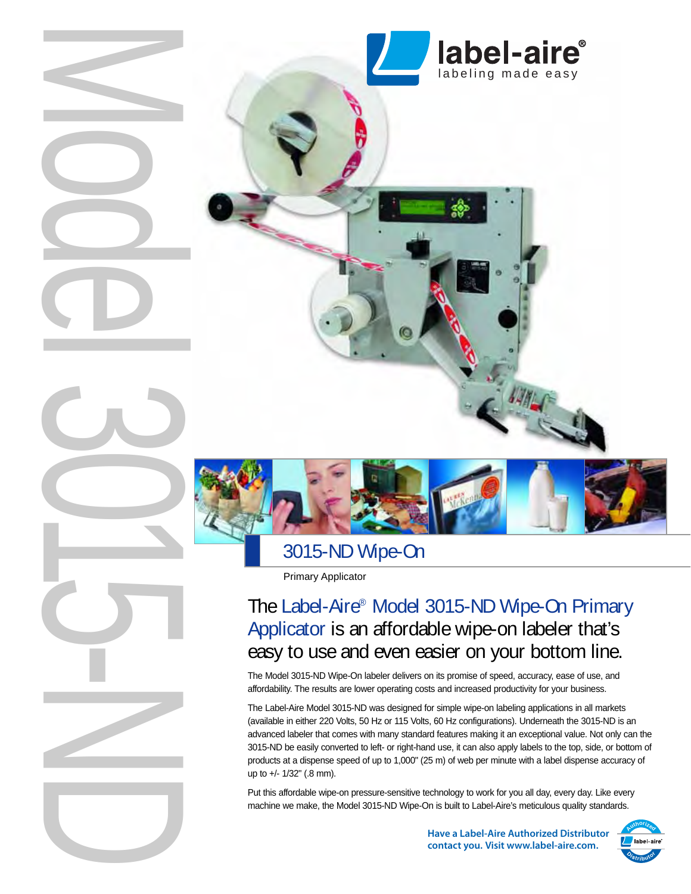Model 3015-ND

label-aire®
labeling made easy

## 3015-ND Wipe-On

Primary Applicator

### The Label-Aire® Model 3015-ND Wipe-On Primary Applicator is an affordable wipe-on labeler that's easy to use and even easier on your bottom line.

The Model 3015-ND Wipe-On labeler delivers on its promise of speed, accuracy, ease of use, and affordability. The results are lower operating costs and increased productivity for your business.

The Label-Aire Model 3015-ND was designed for simple wipe-on labeling applications in all markets (available in either 220 Volts, 50 Hz or 115 Volts, 60 Hz configurations). Underneath the 3015-ND is an advanced labeler that comes with many standard features making it an exceptional value. Not only can the 3015-ND be easily converted to left- or right-hand use, it can also apply labels to the top, side, or bottom of products at a dispense speed of up to 1,000" (25 m) of web per minute with a label dispense accuracy of up to +/- 1/32" (.8 mm).

Put this affordable wipe-on pressure-sensitive technology to work for you all day, every day. Like every machine we make, the Model 3015-ND Wipe-On is built to Label-Aire's meticulous quality standards.

**Have a Label-Aire Authorized Distributor contact you. Visit www.label-aire.com.**

Authorized label-aire® Distributor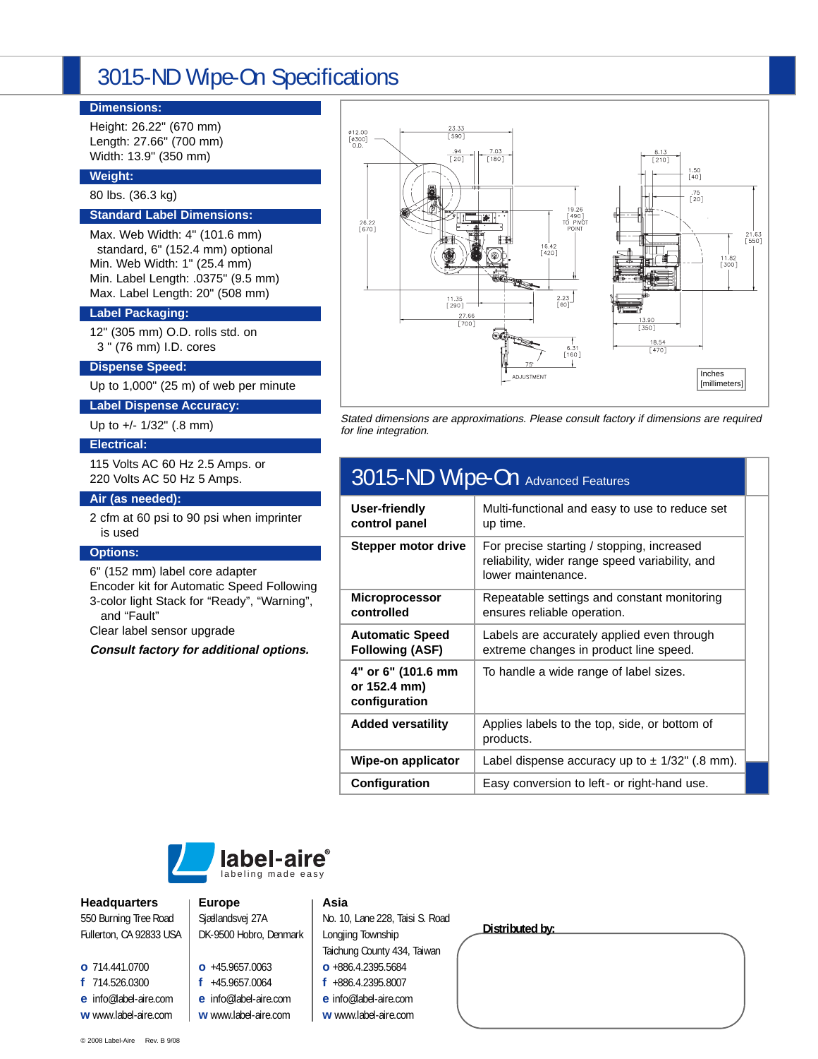# 3015-ND Wipe-On Specifications

## Dimensions:

Height: 26.22" (670 mm)
Length: 27.66" (700 mm)
Width: 13.9" (350 mm)

## Weight:

80 lbs. (36.3 kg)

## Standard Label Dimensions:

Max. Web Width: 4" (101.6 mm) standard, 6" (152.4 mm) optional
Min. Web Width: 1" (25.4 mm)
Min. Label Length: .0375" (9.5 mm)
Max. Label Length: 20" (508 mm)

## Label Packaging:

12" (305 mm) O.D. rolls std. on 3 " (76 mm) I.D. cores

## Dispense Speed:

Up to 1,000" (25 m) of web per minute

## Label Dispense Accuracy:

Up to +/- 1/32" (.8 mm)

## Electrical:

115 Volts AC 60 Hz 2.5 Amps. or
220 Volts AC 50 Hz 5 Amps.

## Air (as needed):

2 cfm at 60 psi to 90 psi when imprinter is used

## Options:

6" (152 mm) label core adapter
Encoder kit for Automatic Speed Following
3-color light Stack for “Ready”, “Warning”, and “Fault”
Clear label sensor upgrade

***Consult factory for additional options.***

ø12.00 [ø300] O.D.
23.33 [590]
.94 [20]
7.03 [180]
26.22 [670]
19.26 [490] TO PIVOT POINT
16.42 [420]
11.35 [290]
27.66 [700]
2.23 [60]
6.31 [160]
75°
ADJUSTMENT
8.13 [210]
1.50 [40]
.75 [20]
21.63 [550]
11.82 [300]
13.90 [350]
18.54 [470]
Inches [millimeters]

*Stated dimensions are approximations. Please consult factory if dimensions are required for line integration.*

## 3015-ND Wipe-On Advanced Features

| | |
|---|---|
| **User-friendly control panel** | Multi-functional and easy to use to reduce set up time. |
| **Stepper motor drive** | For precise starting / stopping, increased reliability, wider range speed variability, and lower maintenance. |
| **Microprocessor controlled** | Repeatable settings and constant monitoring ensures reliable operation. |
| **Automatic Speed Following (ASF)** | Labels are accurately applied even through extreme changes in product line speed. |
| **4" or 6" (101.6 mm or 152.4 mm) configuration** | To handle a wide range of label sizes. |
| **Added versatility** | Applies labels to the top, side, or bottom of products. |
| **Wipe-on applicator** | Label dispense accuracy up to ± 1/32" (.8 mm). |
| **Configuration** | Easy conversion to left- or right-hand use. |

label-aire®
labeling made easy

**Headquarters**
550 Burning Tree Road
Fullerton, CA 92833 USA

**o** 714.441.0700
**f** 714.526.0300
**e** info@label-aire.com
**w** www.label-aire.com

**Europe**
Sjællandsvej 27A
DK-9500 Hobro, Denmark

**o** +45.9657.0063
**f** +45.9657.0064
**e** info@label-aire.com
**w** www.label-aire.com

**Asia**
No. 10, Lane 228, Taisi S. Road
Longjing Township
Taichung County 434, Taiwan

**o** +886.4.2395.5684
**f** +886.4.2395.8007
**e** info@label-aire.com
**w** www.label-aire.com

**Distributed by:**

© 2008 Label-Aire Rev. B 9/08